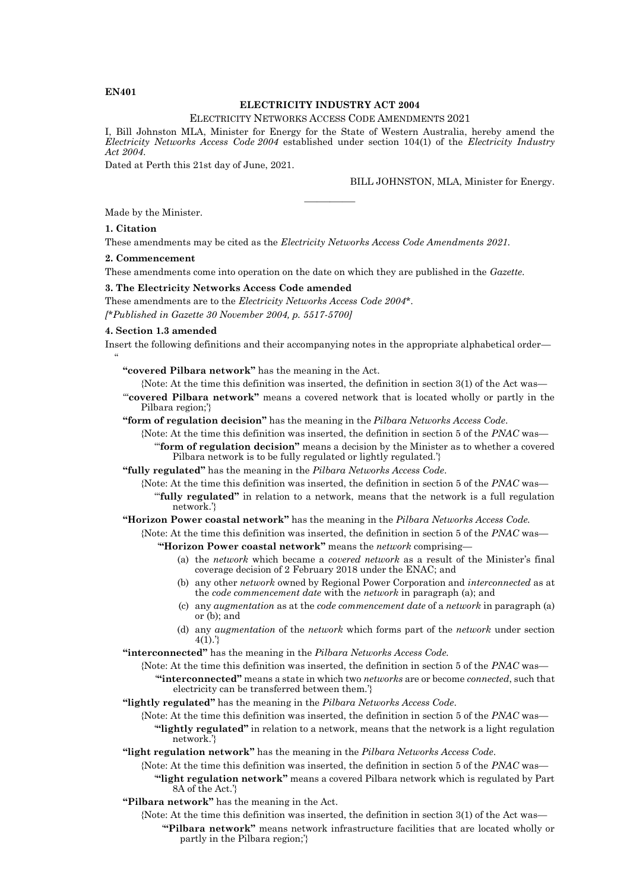**EN401**

**ELECTRICITY INDUSTRY ACT 2004**

ELECTRICITY NETWORKS ACCESS CODE AMENDMENTS 2021

I, Bill Johnston MLA, Minister for Energy for the State of Western Australia, hereby amend the *Electricity Networks Access Code 2004* established under section 104(1) of the *Electricity Industry Act 2004*.

Dated at Perth this 21st day of June, 2021.

BILL JOHNSTON, MLA, Minister for Energy.

---

Made by the Minister.

**1. Citation**

These amendments may be cited as the *Electricity Networks Access Code Amendments 2021*.

**2. Commencement**

These amendments come into operation on the date on which they are published in the *Gazette*.

**3. The Electricity Networks Access Code amended**

These amendments are to the *Electricity Networks Access Code 2004*\*.

*[\*Published in Gazette 30 November 2004, p. 5517-5700]*

**4. Section 1.3 amended**

Insert the following definitions and their accompanying notes in the appropriate alphabetical order—

"

**"covered Pilbara network"** has the meaning in the Act.

{Note: At the time this definition was inserted, the definition in section 3(1) of the Act was—

'**"covered Pilbara network"** means a covered network that is located wholly or partly in the Pilbara region;'}

**"form of regulation decision"** has the meaning in the *Pilbara Networks Access Code*.

{Note: At the time this definition was inserted, the definition in section 5 of the *PNAC* was—

'**"form of regulation decision"** means a decision by the Minister as to whether a covered Pilbara network is to be fully regulated or lightly regulated.'}

**"fully regulated"** has the meaning in the *Pilbara Networks Access Code*.

{Note: At the time this definition was inserted, the definition in section 5 of the *PNAC* was—

'**"fully regulated"** in relation to a network, means that the network is a full regulation network.'}

**"Horizon Power coastal network"** has the meaning in the *Pilbara Networks Access Code*.

{Note: At the time this definition was inserted, the definition in section 5 of the *PNAC* was—

'**"Horizon Power coastal network"** means the *network* comprising—

(a) the *network* which became a *covered network* as a result of the Minister's final coverage decision of 2 February 2018 under the ENAC; and

(b) any other *network* owned by Regional Power Corporation and *interconnected* as at the *code commencement date* with the *network* in paragraph (a); and

(c) any *augmentation* as at the *code commencement date* of a *network* in paragraph (a) or (b); and

(d) any *augmentation* of the *network* which forms part of the *network* under section 4(1).'}

**"interconnected"** has the meaning in the *Pilbara Networks Access Code*.

{Note: At the time this definition was inserted, the definition in section 5 of the *PNAC* was—

'**"interconnected"** means a state in which two *networks* are or become *connected*, such that electricity can be transferred between them.'}

**"lightly regulated"** has the meaning in the *Pilbara Networks Access Code*.

{Note: At the time this definition was inserted, the definition in section 5 of the *PNAC* was—

'**"lightly regulated"** in relation to a network, means that the network is a light regulation network.'}

**"light regulation network"** has the meaning in the *Pilbara Networks Access Code*.

{Note: At the time this definition was inserted, the definition in section 5 of the *PNAC* was—

'**"light regulation network"** means a covered Pilbara network which is regulated by Part 8A of the Act.'}

**"Pilbara network"** has the meaning in the Act.

{Note: At the time this definition was inserted, the definition in section 3(1) of the Act was—

'**"Pilbara network"** means network infrastructure facilities that are located wholly or partly in the Pilbara region;'}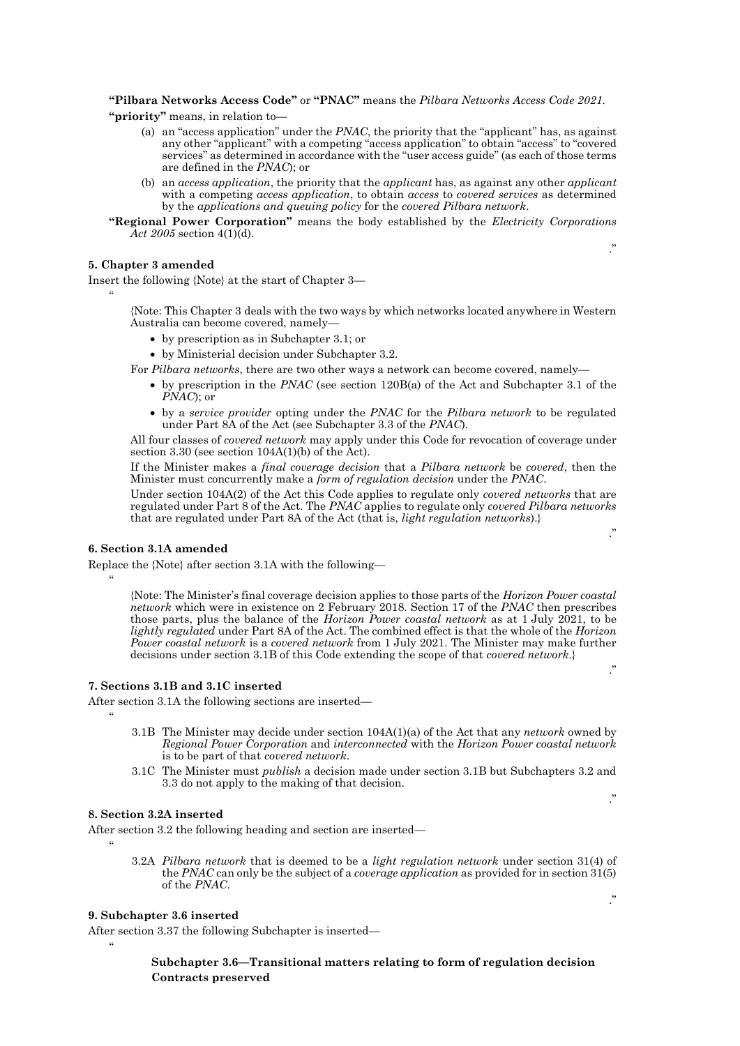**"Pilbara Networks Access Code"** or **"PNAC"** means the *Pilbara Networks Access Code 2021*.

**"priority"** means, in relation to—

(a) an "access application" under the *PNAC*, the priority that the "applicant" has, as against any other "applicant" with a competing "access application" to obtain "access" to "covered services" as determined in accordance with the "user access guide" (as each of those terms are defined in the *PNAC*); or

(b) an *access application*, the priority that the *applicant* has, as against any other *applicant* with a competing *access application*, to obtain *access* to *covered services* as determined by the *applications and queuing policy* for the *covered Pilbara network*.

**"Regional Power Corporation"** means the body established by the *Electricity Corporations Act 2005* section 4(1)(d).

."

**5. Chapter 3 amended**

Insert the following {Note} at the start of Chapter 3—

"

{Note: This Chapter 3 deals with the two ways by which networks located anywhere in Western Australia can become covered, namely—

- by prescription as in Subchapter 3.1; or
- by Ministerial decision under Subchapter 3.2.

For *Pilbara networks*, there are two other ways a network can become covered, namely—

- by prescription in the *PNAC* (see section 120B(a) of the Act and Subchapter 3.1 of the *PNAC*); or
- by a *service provider* opting under the *PNAC* for the *Pilbara network* to be regulated under Part 8A of the Act (see Subchapter 3.3 of the *PNAC*).

All four classes of *covered network* may apply under this Code for revocation of coverage under section 3.30 (see section 104A(1)(b) of the Act).

If the Minister makes a *final coverage decision* that a *Pilbara network* be *covered*, then the Minister must concurrently make a *form of regulation decision* under the *PNAC*.

Under section 104A(2) of the Act this Code applies to regulate only *covered networks* that are regulated under Part 8 of the Act. The *PNAC* applies to regulate only *covered Pilbara networks* that are regulated under Part 8A of the Act (that is, *light regulation networks*).}

."

**6. Section 3.1A amended**

Replace the {Note} after section 3.1A with the following—

"

{Note: The Minister's final coverage decision applies to those parts of the *Horizon Power coastal network* which were in existence on 2 February 2018. Section 17 of the *PNAC* then prescribes those parts, plus the balance of the *Horizon Power coastal network* as at 1 July 2021, to be *lightly regulated* under Part 8A of the Act. The combined effect is that the whole of the *Horizon Power coastal network* is a *covered network* from 1 July 2021. The Minister may make further decisions under section 3.1B of this Code extending the scope of that *covered network*.}

."

**7. Sections 3.1B and 3.1C inserted**

After section 3.1A the following sections are inserted—

"

3.1B The Minister may decide under section 104A(1)(a) of the Act that any *network* owned by *Regional Power Corporation* and *interconnected* with the *Horizon Power coastal network* is to be part of that *covered network*.

3.1C The Minister must *publish* a decision made under section 3.1B but Subchapters 3.2 and 3.3 do not apply to the making of that decision.

."

**8. Section 3.2A inserted**

After section 3.2 the following heading and section are inserted—

"

3.2A *Pilbara network* that is deemed to be a *light regulation network* under section 31(4) of the *PNAC* can only be the subject of a *coverage application* as provided for in section 31(5) of the *PNAC*.

."

**9. Subchapter 3.6 inserted**

After section 3.37 the following Subchapter is inserted—

"

**Subchapter 3.6—Transitional matters relating to form of regulation decision**

**Contracts preserved**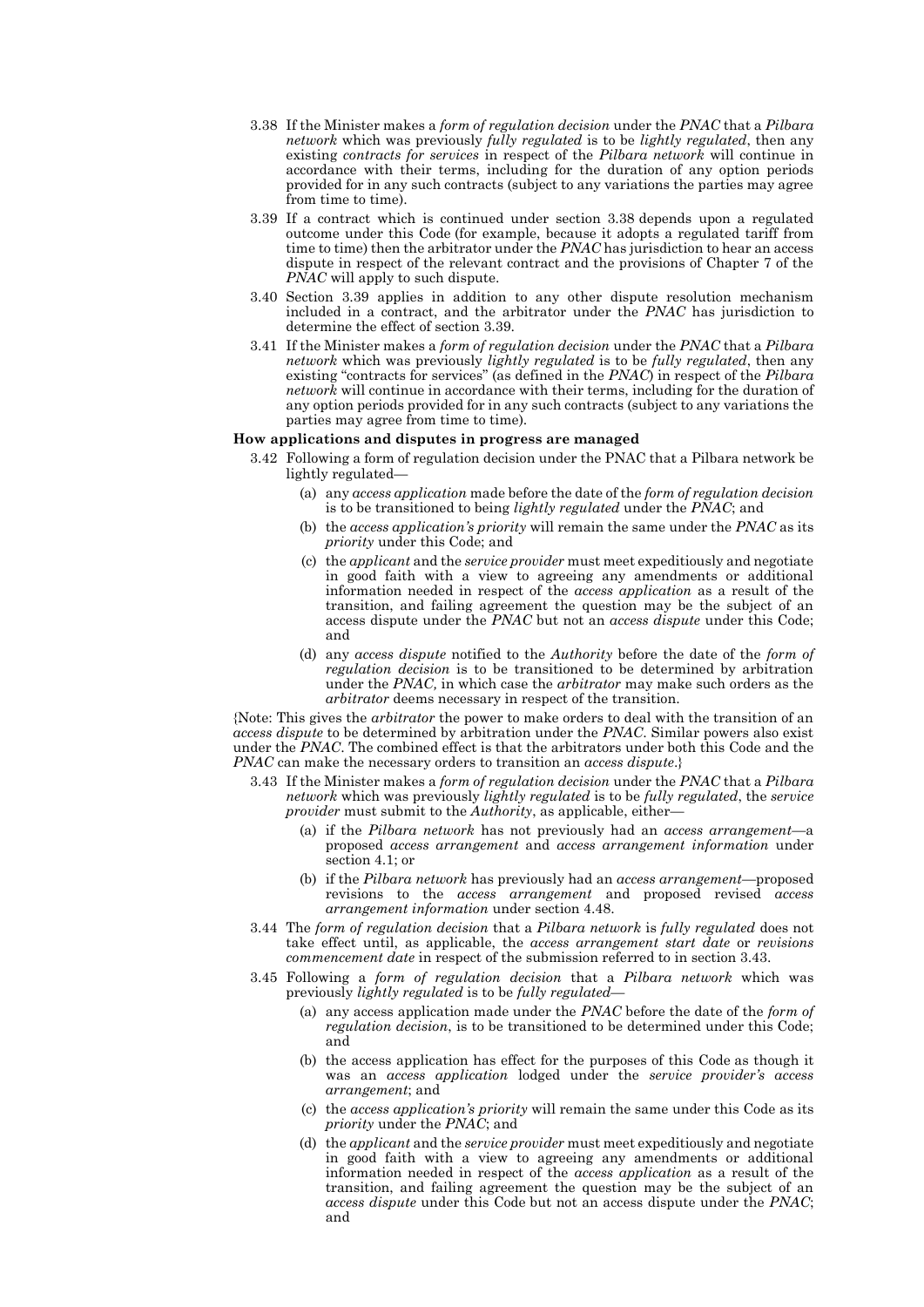3.38 If the Minister makes a *form of regulation decision* under the *PNAC* that a *Pilbara network* which was previously *fully regulated* is to be *lightly regulated*, then any existing *contracts for services* in respect of the *Pilbara network* will continue in accordance with their terms, including for the duration of any option periods provided for in any such contracts (subject to any variations the parties may agree from time to time).

3.39 If a contract which is continued under section 3.38 depends upon a regulated outcome under this Code (for example, because it adopts a regulated tariff from time to time) then the arbitrator under the *PNAC* has jurisdiction to hear an access dispute in respect of the relevant contract and the provisions of Chapter 7 of the *PNAC* will apply to such dispute.

3.40 Section 3.39 applies in addition to any other dispute resolution mechanism included in a contract, and the arbitrator under the *PNAC* has jurisdiction to determine the effect of section 3.39.

3.41 If the Minister makes a *form of regulation decision* under the *PNAC* that a *Pilbara network* which was previously *lightly regulated* is to be *fully regulated*, then any existing "contracts for services" (as defined in the *PNAC*) in respect of the *Pilbara network* will continue in accordance with their terms, including for the duration of any option periods provided for in any such contracts (subject to any variations the parties may agree from time to time).

**How applications and disputes in progress are managed**

3.42 Following a form of regulation decision under the PNAC that a Pilbara network be lightly regulated—

(a) any *access application* made before the date of the *form of regulation decision* is to be transitioned to being *lightly regulated* under the *PNAC*; and

(b) the *access application's priority* will remain the same under the *PNAC* as its *priority* under this Code; and

(c) the *applicant* and the *service provider* must meet expeditiously and negotiate in good faith with a view to agreeing any amendments or additional information needed in respect of the *access application* as a result of the transition, and failing agreement the question may be the subject of an access dispute under the *PNAC* but not an *access dispute* under this Code; and

(d) any *access dispute* notified to the *Authority* before the date of the *form of regulation decision* is to be transitioned to be determined by arbitration under the *PNAC,* in which case the *arbitrator* may make such orders as the *arbitrator* deems necessary in respect of the transition.

{Note: This gives the *arbitrator* the power to make orders to deal with the transition of an *access dispute* to be determined by arbitration under the *PNAC*. Similar powers also exist under the *PNAC*. The combined effect is that the arbitrators under both this Code and the *PNAC* can make the necessary orders to transition an *access dispute*.}

3.43 If the Minister makes a *form of regulation decision* under the *PNAC* that a *Pilbara network* which was previously *lightly regulated* is to be *fully regulated*, the *service provider* must submit to the *Authority*, as applicable, either—

(a) if the *Pilbara network* has not previously had an *access arrangement*—a proposed *access arrangement* and *access arrangement information* under section 4.1; or

(b) if the *Pilbara network* has previously had an *access arrangement*—proposed revisions to the *access arrangement* and proposed revised *access arrangement information* under section 4.48.

3.44 The *form of regulation decision* that a *Pilbara network* is *fully regulated* does not take effect until, as applicable, the *access arrangement start date* or *revisions commencement date* in respect of the submission referred to in section 3.43.

3.45 Following a *form of regulation decision* that a *Pilbara network* which was previously *lightly regulated* is to be *fully regulated*—

(a) any access application made under the *PNAC* before the date of the *form of regulation decision*, is to be transitioned to be determined under this Code; and

(b) the access application has effect for the purposes of this Code as though it was an *access application* lodged under the *service provider's access arrangement*; and

(c) the *access application's priority* will remain the same under this Code as its *priority* under the *PNAC*; and

(d) the *applicant* and the *service provider* must meet expeditiously and negotiate in good faith with a view to agreeing any amendments or additional information needed in respect of the *access application* as a result of the transition, and failing agreement the question may be the subject of an *access dispute* under this Code but not an access dispute under the *PNAC*; and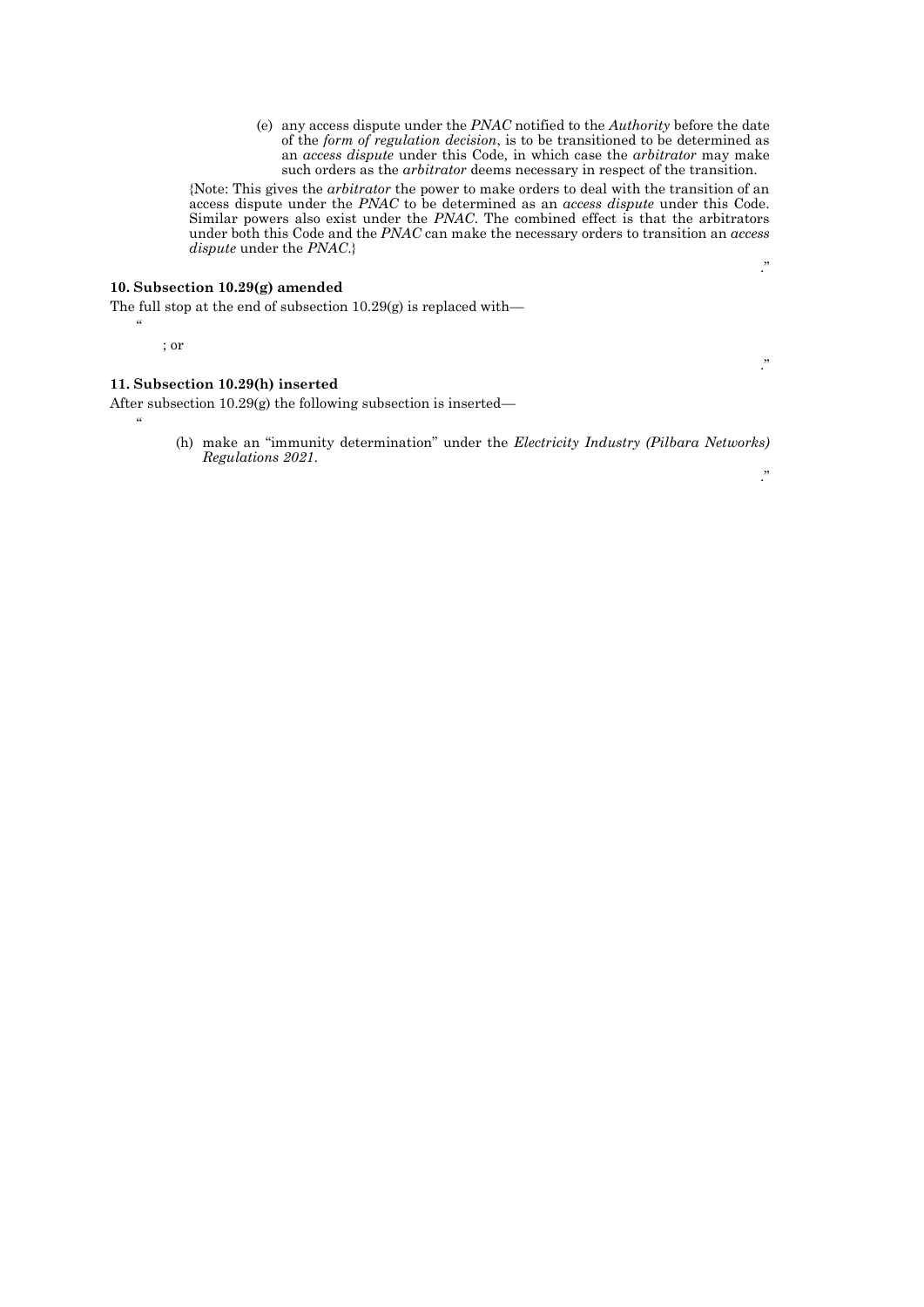(e) any access dispute under the *PNAC* notified to the *Authority* before the date of the *form of regulation decision*, is to be transitioned to be determined as an *access dispute* under this Code, in which case the *arbitrator* may make such orders as the *arbitrator* deems necessary in respect of the transition.

{Note: This gives the *arbitrator* the power to make orders to deal with the transition of an access dispute under the *PNAC* to be determined as an *access dispute* under this Code. Similar powers also exist under the *PNAC*. The combined effect is that the arbitrators under both this Code and the *PNAC* can make the necessary orders to transition an *access dispute* under the *PNAC*.}

."

**10. Subsection 10.29(g) amended**

The full stop at the end of subsection 10.29(g) is replaced with—

"

; or

."

**11. Subsection 10.29(h) inserted**

After subsection 10.29(g) the following subsection is inserted—

"

(h) make an "immunity determination" under the *Electricity Industry (Pilbara Networks) Regulations 2021*.

."